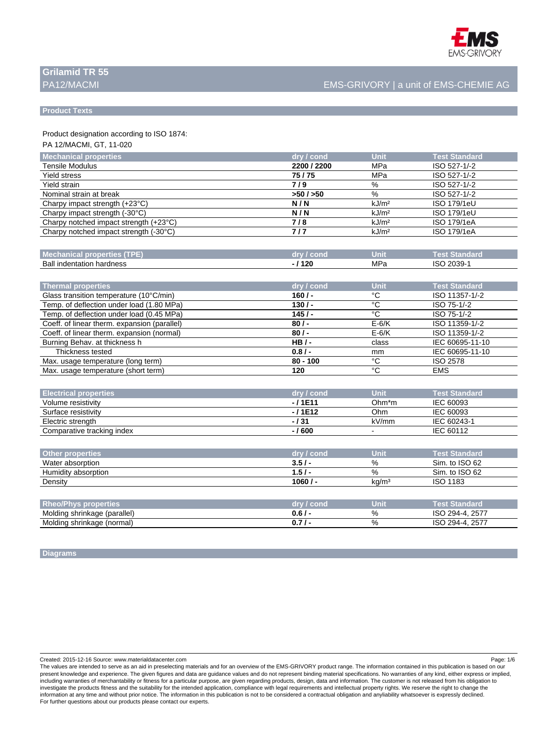# Grilamid TR 55

PA12/MACMI

EMS-GRIVORY | a unit of EMS-CHEMIE AG

## Product Texts

Product designation according to ISO 1874:

PA 12/MACMI, GT, 11-020

| Mechanical properties | dry / cond | Unit | Test Standard |
|---|---|---|---|
| Tensile Modulus | **2200 / 2200** | MPa | ISO 527-1/-2 |
| Yield stress | **75 / 75** | MPa | ISO 527-1/-2 |
| Yield strain | **7 / 9** | % | ISO 527-1/-2 |
| Nominal strain at break | **>50 / >50** | % | ISO 527-1/-2 |
| Charpy impact strength (+23°C) | **N / N** | kJ/m² | ISO 179/1eU |
| Charpy impact strength (-30°C) | **N / N** | kJ/m² | ISO 179/1eU |
| Charpy notched impact strength (+23°C) | **7 / 8** | kJ/m² | ISO 179/1eA |
| Charpy notched impact strength (-30°C) | **7 / 7** | kJ/m² | ISO 179/1eA |

| Mechanical properties (TPE) | dry / cond | Unit | Test Standard |
|---|---|---|---|
| Ball indentation hardness | **- / 120** | MPa | ISO 2039-1 |

| Thermal properties | dry / cond | Unit | Test Standard |
|---|---|---|---|
| Glass transition temperature (10°C/min) | **160 / -** | °C | ISO 11357-1/-2 |
| Temp. of deflection under load (1.80 MPa) | **130 / -** | °C | ISO 75-1/-2 |
| Temp. of deflection under load (0.45 MPa) | **145 / -** | °C | ISO 75-1/-2 |
| Coeff. of linear therm. expansion (parallel) | **80 / -** | E-6/K | ISO 11359-1/-2 |
| Coeff. of linear therm. expansion (normal) | **80 / -** | E-6/K | ISO 11359-1/-2 |
| Burning Behav. at thickness h | **HB / -** | class | IEC 60695-11-10 |
| Thickness tested | **0.8 / -** | mm | IEC 60695-11-10 |
| Max. usage temperature (long term) | **80 - 100** | °C | ISO 2578 |
| Max. usage temperature (short term) | **120** | °C | EMS |

| Electrical properties | dry / cond | Unit | Test Standard |
|---|---|---|---|
| Volume resistivity | **- / 1E11** | Ohm*m | IEC 60093 |
| Surface resistivity | **- / 1E12** | Ohm | IEC 60093 |
| Electric strength | **- / 31** | kV/mm | IEC 60243-1 |
| Comparative tracking index | **- / 600** | - | IEC 60112 |

| Other properties | dry / cond | Unit | Test Standard |
|---|---|---|---|
| Water absorption | **3.5 / -** | % | Sim. to ISO 62 |
| Humidity absorption | **1.5 / -** | % | Sim. to ISO 62 |
| Density | **1060 / -** | kg/m³ | ISO 1183 |

| Rheo/Phys properties | dry / cond | Unit | Test Standard |
|---|---|---|---|
| Molding shrinkage (parallel) | **0.6 / -** | % | ISO 294-4, 2577 |
| Molding shrinkage (normal) | **0.7 / -** | % | ISO 294-4, 2577 |

## Diagrams

Created: 2015-12-16 Source: www.materialdatacenter.com

The values are intended to serve as an aid in preselecting materials and for an overview of the EMS-GRIVORY product range. The information contained in this publication is based on our present knowledge and experience. The given figures and data are guidance values and do not represent binding material specifications. No warranties of any kind, either express or implied, including warranties of merchantability or fitness for a particular purpose, are given regarding products, design, data and information. The customer is not released from his obligation to investigate the products fitness and the suitability for the intended application, compliance with legal requirements and intellectual property rights. We reserve the right to change the information at any time and without prior notice. The information in this publication is not to be considered a contractual obligation and anyliability whatsoever is expressly declined.
For further questions about our products please contact our experts.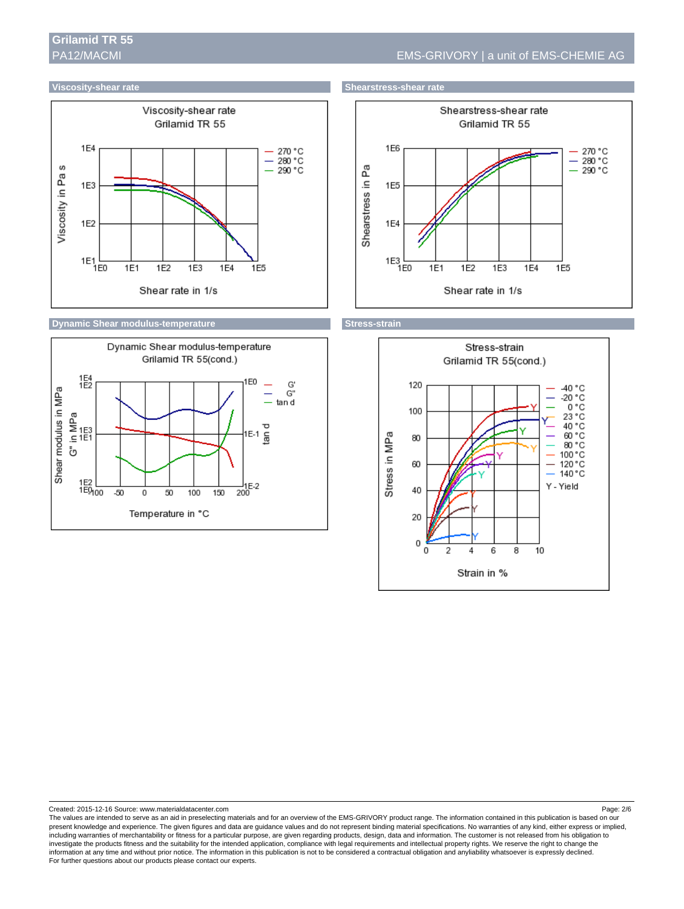# Grilamid TR 55

PA12/MACMI

EMS-GRIVORY | a unit of EMS-CHEMIE AG

## Viscosity-shear rate

Viscosity-shear rate
Grilamid TR 55

Viscosity in Pa s (1E1 – 1E4); Shear rate in 1/s (1E0 – 1E5)

Legend: 270 °C, 280 °C, 290 °C

## Shearstress-shear rate

Shearstress-shear rate
Grilamid TR 55

Shearstress in Pa (1E3 – 1E6); Shear rate in 1/s (1E0 – 1E5)

Legend: 270 °C, 280 °C, 290 °C

## Dynamic Shear modulus-temperature

Dynamic Shear modulus-temperature
Grilamid TR 55(cond.)

Shear modulus in MPa (1E2 – 1E4); G'' in MPa (1E0 – 1E2); tan d (1E-2 – 1E0); Temperature in °C (-100 – 200)

Legend: G', G'', tan d

## Stress-strain

Stress-strain
Grilamid TR 55(cond.)

Stress in MPa (0 – 120); Strain in % (0 – 10)

Legend: -40 °C, -20 °C, 0 °C, 23 °C, 40 °C, 60 °C, 80 °C, 100 °C, 120 °C, 140 °C

Y - Yield

Created: 2015-12-16 Source: www.materialdatacenter.com

The values are intended to serve as an aid in preselecting materials and for an overview of the EMS-GRIVORY product range. The information contained in this publication is based on our present knowledge and experience. The given figures and data are guidance values and do not represent binding material specifications. No warranties of any kind, either express or implied, including warranties of merchantability or fitness for a particular purpose, are given regarding products, design, data and information. The customer is not released from his obligation to investigate the products fitness and the suitability for the intended application, compliance with legal requirements and intellectual property rights. We reserve the right to change the information at any time and without prior notice. The information in this publication is not to be considered a contractual obligation and anyliability whatsoever is expressly declined.
For further questions about our products please contact our experts.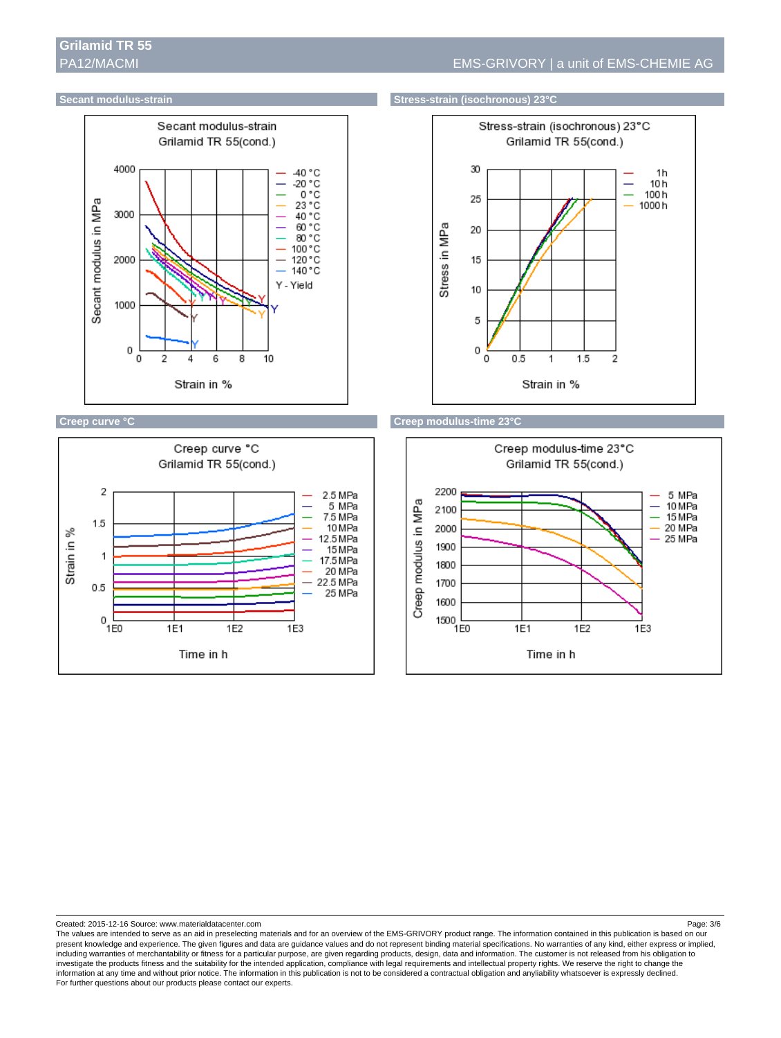## Secant modulus-strain

Secant modulus-strain
Grilamid TR 55(cond.)

Secant modulus in MPa (0–4000) vs. Strain in % (0–10)

Legend: -40 °C, -20 °C, 0 °C, 23 °C, 40 °C, 60 °C, 80 °C, 100 °C, 120 °C, 140 °C, Y - Yield

## Stress-strain (isochronous) 23°C

Stress-strain (isochronous) 23°C
Grilamid TR 55(cond.)

Stress in MPa (0–30) vs. Strain in % (0–2)

Legend: 1h, 10h, 100h, 1000h

## Creep curve °C

Creep curve °C
Grilamid TR 55(cond.)

Strain in % (0–2) vs. Time in h (1E0–1E3)

Legend: 2.5 MPa, 5 MPa, 7.5 MPa, 10 MPa, 12.5 MPa, 15 MPa, 17.5 MPa, 20 MPa, 22.5 MPa, 25 MPa

## Creep modulus-time 23°C

Creep modulus-time 23°C
Grilamid TR 55(cond.)

Creep modulus in MPa (1500–2200) vs. Time in h (1E0–1E3)

Legend: 5 MPa, 10 MPa, 15 MPa, 20 MPa, 25 MPa

Created: 2015-12-16 Source: www.materialdatacenter.com

The values are intended to serve as an aid in preselecting materials and for an overview of the EMS-GRIVORY product range. The information contained in this publication is based on our present knowledge and experience. The given figures and data are guidance values and do not represent binding material specifications. No warranties of any kind, either express or implied, including warranties of merchantability or fitness for a particular purpose, are given regarding products, design, data and information. The customer is not released from his obligation to investigate the products fitness and the suitability for the intended application, compliance with legal requirements and intellectual property rights. We reserve the right to change the information at any time and without prior notice. The information in this publication is not to be considered a contractual obligation and anyliability whatsoever is expressly declined.
For further questions about our products please contact our experts.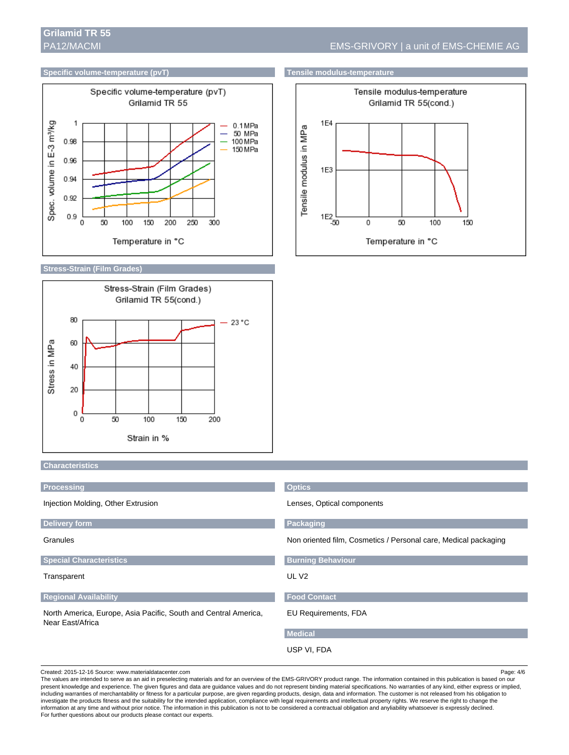## Specific volume-temperature (pvT)

Specific volume-temperature (pvT)
Grilamid TR 55

Spec. volume in E-3 m³/kg

Temperature in °C

— 0.1 MPa
— 50 MPa
— 100 MPa
— 150 MPa

## Tensile modulus-temperature

Tensile modulus-temperature
Grilamid TR 55(cond.)

Tensile modulus in MPa

Temperature in °C

## Stress-Strain (Film Grades)

Stress-Strain (Film Grades)
Grilamid TR 55(cond.)

Stress in MPa

Strain in %

— 23 °C

## Characteristics

### Processing

Injection Molding, Other Extrusion

### Optics

Lenses, Optical components

### Delivery form

Granules

### Packaging

Non oriented film, Cosmetics / Personal care, Medical packaging

### Special Characteristics

Transparent

### Burning Behaviour

UL V2

### Regional Availability

North America, Europe, Asia Pacific, South and Central America, Near East/Africa

### Food Contact

EU Requirements, FDA

### Medical

USP VI, FDA

Created: 2015-12-16 Source: www.materialdatacenter.com

The values are intended to serve as an aid in preselecting materials and for an overview of the EMS-GRIVORY product range. The information contained in this publication is based on our present knowledge and experience. The given figures and data are guidance values and do not represent binding material specifications. No warranties of any kind, either express or implied, including warranties of merchantability or fitness for a particular purpose, are given regarding products, design, data and information. The customer is not released from his obligation to investigate the products fitness and the suitability for the intended application, compliance with legal requirements and intellectual property rights. We reserve the right to change the information at any time and without prior notice. The information in this publication is not to be considered a contractual obligation and anyliability whatsoever is expressly declined.
For further questions about our products please contact our experts.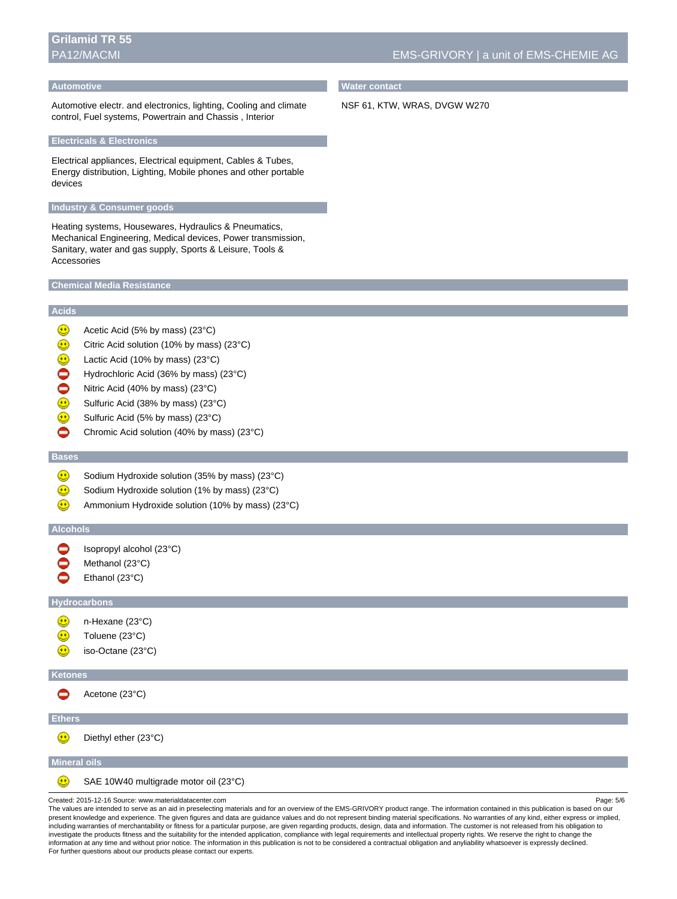## Automotive

Automotive electr. and electronics, lighting, Cooling and climate control, Fuel systems, Powertrain and Chassis , Interior

## Electricals & Electronics

Electrical appliances, Electrical equipment, Cables & Tubes, Energy distribution, Lighting, Mobile phones and other portable devices

## Industry & Consumer goods

Heating systems, Housewares, Hydraulics & Pneumatics, Mechanical Engineering, Medical devices, Power transmission, Sanitary, water and gas supply, Sports & Leisure, Tools & Accessories

## Water contact

NSF 61, KTW, WRAS, DVGW W270

## Chemical Media Resistance

### Acids

- 🙂 Acetic Acid (5% by mass) (23°C)
- 🙂 Citric Acid solution (10% by mass) (23°C)
- 🙂 Lactic Acid (10% by mass) (23°C)
- ⛔ Hydrochloric Acid (36% by mass) (23°C)
- ⛔ Nitric Acid (40% by mass) (23°C)
- 🙂 Sulfuric Acid (38% by mass) (23°C)
- 🙂 Sulfuric Acid (5% by mass) (23°C)
- ⛔ Chromic Acid solution (40% by mass) (23°C)

### Bases

- 🙂 Sodium Hydroxide solution (35% by mass) (23°C)
- 🙂 Sodium Hydroxide solution (1% by mass) (23°C)
- 🙂 Ammonium Hydroxide solution (10% by mass) (23°C)

### Alcohols

- ⛔ Isopropyl alcohol (23°C)
- ⛔ Methanol (23°C)
- ⛔ Ethanol (23°C)

### Hydrocarbons

- 🙂 n-Hexane (23°C)
- 🙂 Toluene (23°C)
- 🙂 iso-Octane (23°C)

### Ketones

- ⛔ Acetone (23°C)

### Ethers

- 🙂 Diethyl ether (23°C)

### Mineral oils

- 🙂 SAE 10W40 multigrade motor oil (23°C)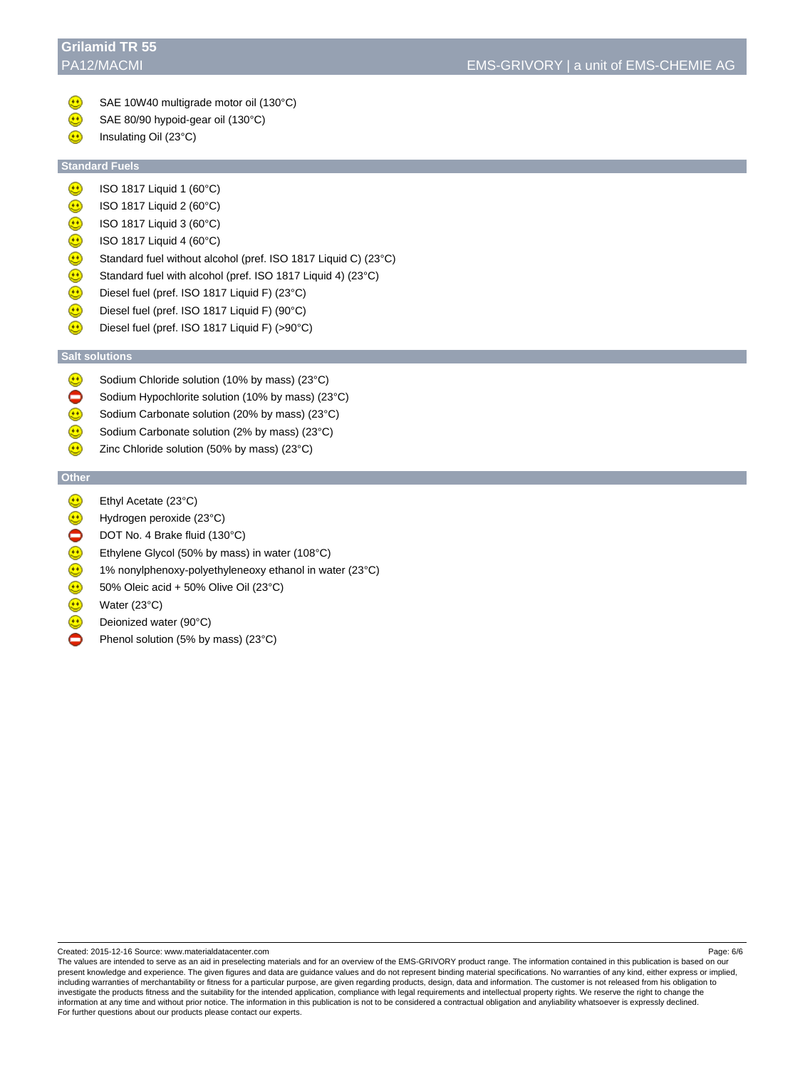- 🙂 SAE 10W40 multigrade motor oil (130°C)
- 🙂 SAE 80/90 hypoid-gear oil (130°C)
- 🙂 Insulating Oil (23°C)

## Standard Fuels

- 🙂 ISO 1817 Liquid 1 (60°C)
- 🙂 ISO 1817 Liquid 2 (60°C)
- 🙂 ISO 1817 Liquid 3 (60°C)
- 🙂 ISO 1817 Liquid 4 (60°C)
- 🙂 Standard fuel without alcohol (pref. ISO 1817 Liquid C) (23°C)
- 🙂 Standard fuel with alcohol (pref. ISO 1817 Liquid 4) (23°C)
- 🙂 Diesel fuel (pref. ISO 1817 Liquid F) (23°C)
- 🙂 Diesel fuel (pref. ISO 1817 Liquid F) (90°C)
- 🙂 Diesel fuel (pref. ISO 1817 Liquid F) (>90°C)

## Salt solutions

- 🙂 Sodium Chloride solution (10% by mass) (23°C)
- ⛔ Sodium Hypochlorite solution (10% by mass) (23°C)
- 🙂 Sodium Carbonate solution (20% by mass) (23°C)
- 🙂 Sodium Carbonate solution (2% by mass) (23°C)
- 🙂 Zinc Chloride solution (50% by mass) (23°C)

## Other

- 🙂 Ethyl Acetate (23°C)
- 🙂 Hydrogen peroxide (23°C)
- ⛔ DOT No. 4 Brake fluid (130°C)
- 🙂 Ethylene Glycol (50% by mass) in water (108°C)
- 🙂 1% nonylphenoxy-polyethyleneoxy ethanol in water (23°C)
- 🙂 50% Oleic acid + 50% Olive Oil (23°C)
- 🙂 Water (23°C)
- 🙂 Deionized water (90°C)
- ⛔ Phenol solution (5% by mass) (23°C)

Created: 2015-12-16 Source: www.materialdatacenter.com

The values are intended to serve as an aid in preselecting materials and for an overview of the EMS-GRIVORY product range. The information contained in this publication is based on our present knowledge and experience. The given figures and data are guidance values and do not represent binding material specifications. No warranties of any kind, either express or implied, including warranties of merchantability or fitness for a particular purpose, are given regarding products, design, data and information. The customer is not released from his obligation to investigate the products fitness and the suitability for the intended application, compliance with legal requirements and intellectual property rights. We reserve the right to change the information at any time and without prior notice. The information in this publication is not to be considered a contractual obligation and anyliability whatsoever is expressly declined.
For further questions about our products please contact our experts.